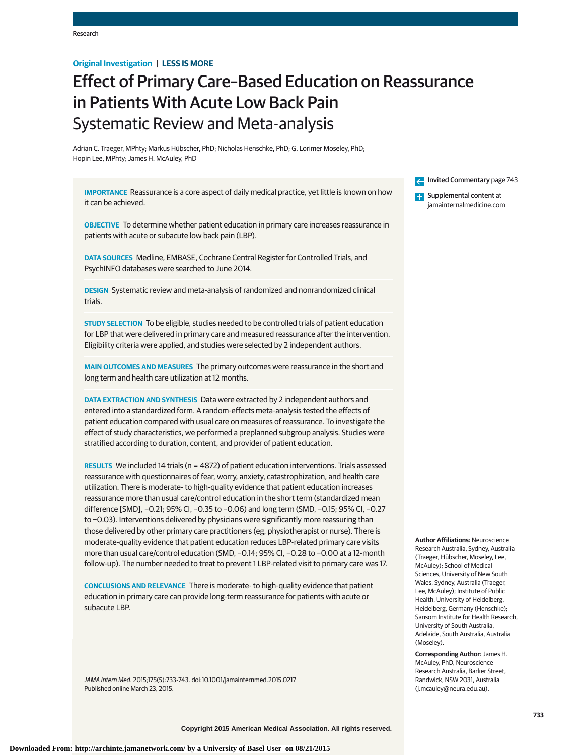Original Investigation | LESS IS MORE

# Effect of Primary Care–Based Education on Reassurance in Patients With Acute Low Back Pain

## Systematic Review and Meta-analysis

Adrian C. Traeger, MPhty; Markus Hübscher, PhD; Nicholas Henschke, PhD; G. Lorimer Moseley, PhD; Hopin Lee, MPhty; James H. McAuley, PhD

**IMPORTANCE** Reassurance is a core aspect of daily medical practice, yet little is known on how it can be achieved.

**OBJECTIVE** To determine whether patient education in primary care increases reassurance in patients with acute or subacute low back pain (LBP).

**DATA SOURCES** Medline, EMBASE, Cochrane Central Register for Controlled Trials, and PsychINFO databases were searched to June 2014.

**DESIGN** Systematic review and meta-analysis of randomized and nonrandomized clinical trials.

**STUDY SELECTION** To be eligible, studies needed to be controlled trials of patient education for LBP that were delivered in primary care and measured reassurance after the intervention. Eligibility criteria were applied, and studies were selected by 2 independent authors.

**MAIN OUTCOMES AND MEASURES** The primary outcomes were reassurance in the short and long term and health care utilization at 12 months.

**DATA EXTRACTION AND SYNTHESIS** Data were extracted by 2 independent authors and entered into a standardized form. A random-effects meta-analysis tested the effects of patient education compared with usual care on measures of reassurance. To investigate the effect of study characteristics, we performed a preplanned subgroup analysis. Studies were stratified according to duration, content, and provider of patient education.

**RESULTS** We included 14 trials (n = 4872) of patient education interventions. Trials assessed reassurance with questionnaires of fear, worry, anxiety, catastrophization, and health care utilization. There is moderate- to high-quality evidence that patient education increases reassurance more than usual care/control education in the short term (standardized mean difference [SMD], −0.21; 95% CI, −0.35 to −0.06) and long term (SMD, −0.15; 95% CI, −0.27 to −0.03). Interventions delivered by physicians were significantly more reassuring than those delivered by other primary care practitioners (eg, physiotherapist or nurse). There is moderate-quality evidence that patient education reduces LBP-related primary care visits more than usual care/control education (SMD, −0.14; 95% CI, −0.28 to −0.00 at a 12-month follow-up). The number needed to treat to prevent 1 LBP-related visit to primary care was 17.

**CONCLUSIONS AND RELEVANCE** There is moderate- to high-quality evidence that patient education in primary care can provide long-term reassurance for patients with acute or subacute LBP.

*JAMA Intern Med*. 2015;175(5):733-743. doi:10.1001/jamainternmed.2015.0217
Published online March 23, 2015.

Invited Commentary page 743

Supplemental content at jamainternalmedicine.com

**Author Affiliations:** Neuroscience Research Australia, Sydney, Australia (Traeger, Hübscher, Moseley, Lee, McAuley); School of Medical Sciences, University of New South Wales, Sydney, Australia (Traeger, Lee, McAuley); Institute of Public Health, University of Heidelberg, Heidelberg, Germany (Henschke); Sansom Institute for Health Research, University of South Australia, Adelaide, South Australia, Australia (Moseley).

**Corresponding Author:** James H. McAuley, PhD, Neuroscience Research Australia, Barker Street, Randwick, NSW 2031, Australia (j.mcauley@neura.edu.au).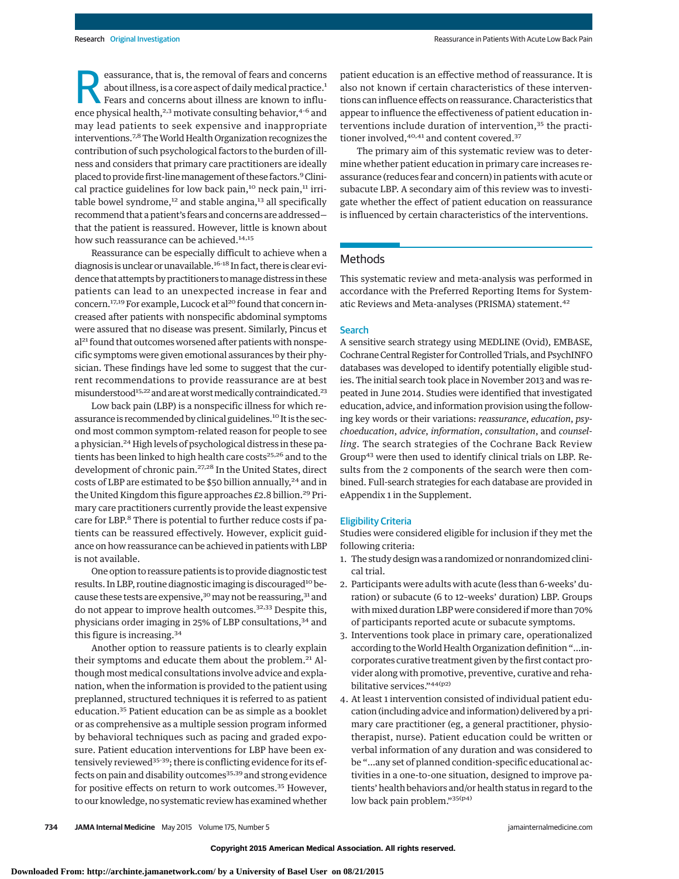Reassurance, that is, the removal of fears and concerns about illness, is a core aspect of daily medical practice.[1] Fears and concerns about illness are known to influence physical health,[2,3] motivate consulting behavior,[4-6] and may lead patients to seek expensive and inappropriate interventions.[7,8] The World Health Organization recognizes the contribution of such psychological factors to the burden of illness and considers that primary care practitioners are ideally placed to provide first-line management of these factors.[9] Clinical practice guidelines for low back pain,[10] neck pain,[11] irritable bowel syndrome,[12] and stable angina,[13] all specifically recommend that a patient's fears and concerns are addressed—that the patient is reassured. However, little is known about how such reassurance can be achieved.[14,15]

Reassurance can be especially difficult to achieve when a diagnosis is unclear or unavailable.[16-18] In fact, there is clear evidence that attempts by practitioners to manage distress in these patients can lead to an unexpected increase in fear and concern.[17,19] For example, Lucock et al[20] found that concern increased after patients with nonspecific abdominal symptoms were assured that no disease was present. Similarly, Pincus et al[21] found that outcomes worsened after patients with nonspecific symptoms were given emotional assurances by their physician. These findings have led some to suggest that the current recommendations to provide reassurance are at best misunderstood[15,22] and are at worst medically contraindicated.[23]

Low back pain (LBP) is a nonspecific illness for which reassurance is recommended by clinical guidelines.[10] It is the second most common symptom-related reason for people to see a physician.[24] High levels of psychological distress in these patients has been linked to high health care costs[25,26] and to the development of chronic pain.[27,28] In the United States, direct costs of LBP are estimated to be $50 billion annually,[24] and in the United Kingdom this figure approaches £2.8 billion.[29] Primary care practitioners currently provide the least expensive care for LBP.[8] There is potential to further reduce costs if patients can be reassured effectively. However, explicit guidance on how reassurance can be achieved in patients with LBP is not available.

One option to reassure patients is to provide diagnostic test results. In LBP, routine diagnostic imaging is discouraged[10] because these tests are expensive,[30] may not be reassuring,[31] and do not appear to improve health outcomes.[32,33] Despite this, physicians order imaging in 25% of LBP consultations,[34] and this figure is increasing.[34]

Another option to reassure patients is to clearly explain their symptoms and educate them about the problem.[21] Although most medical consultations involve advice and explanation, when the information is provided to the patient using preplanned, structured techniques it is referred to as patient education.[35] Patient education can be as simple as a booklet or as comprehensive as a multiple session program informed by behavioral techniques such as pacing and graded exposure. Patient education interventions for LBP have been extensively reviewed[35-39]; there is conflicting evidence for its effects on pain and disability outcomes[35,39] and strong evidence for positive effects on return to work outcomes.[35] However, to our knowledge, no systematic review has examined whether patient education is an effective method of reassurance. It is also not known if certain characteristics of these interventions can influence effects on reassurance. Characteristics that appear to influence the effectiveness of patient education interventions include duration of intervention,[35] the practitioner involved,[40,41] and content covered.[37]

The primary aim of this systematic review was to determine whether patient education in primary care increases reassurance (reduces fear and concern) in patients with acute or subacute LBP. A secondary aim of this review was to investigate whether the effect of patient education on reassurance is influenced by certain characteristics of the interventions.

## Methods

This systematic review and meta-analysis was performed in accordance with the Preferred Reporting Items for Systematic Reviews and Meta-analyses (PRISMA) statement.[42]

### Search

A sensitive search strategy using MEDLINE (Ovid), EMBASE, Cochrane Central Register for Controlled Trials, and PsychINFO databases was developed to identify potentially eligible studies. The initial search took place in November 2013 and was repeated in June 2014. Studies were identified that investigated education, advice, and information provision using the following key words or their variations: *reassurance*, *education*, *psychoeducation*, *advice*, *information*, *consultation*, and *counselling*. The search strategies of the Cochrane Back Review Group[43] were then used to identify clinical trials on LBP. Results from the 2 components of the search were then combined. Full-search strategies for each database are provided in eAppendix 1 in the Supplement.

### Eligibility Criteria

Studies were considered eligible for inclusion if they met the following criteria:

1. The study design was a randomized or nonrandomized clinical trial.
2. Participants were adults with acute (less than 6-weeks' duration) or subacute (6 to 12-weeks' duration) LBP. Groups with mixed duration LBP were considered if more than 70% of participants reported acute or subacute symptoms.
3. Interventions took place in primary care, operationalized according to the World Health Organization definition "...incorporates curative treatment given by the first contact provider along with promotive, preventive, curative and rehabilitative services."[44(p2)]
4. At least 1 intervention consisted of individual patient education (including advice and information) delivered by a primary care practitioner (eg, a general practitioner, physiotherapist, nurse). Patient education could be written or verbal information of any duration and was considered to be "...any set of planned condition-specific educational activities in a one-to-one situation, designed to improve patients' health behaviors and/or health status in regard to the low back pain problem."[35(p4)]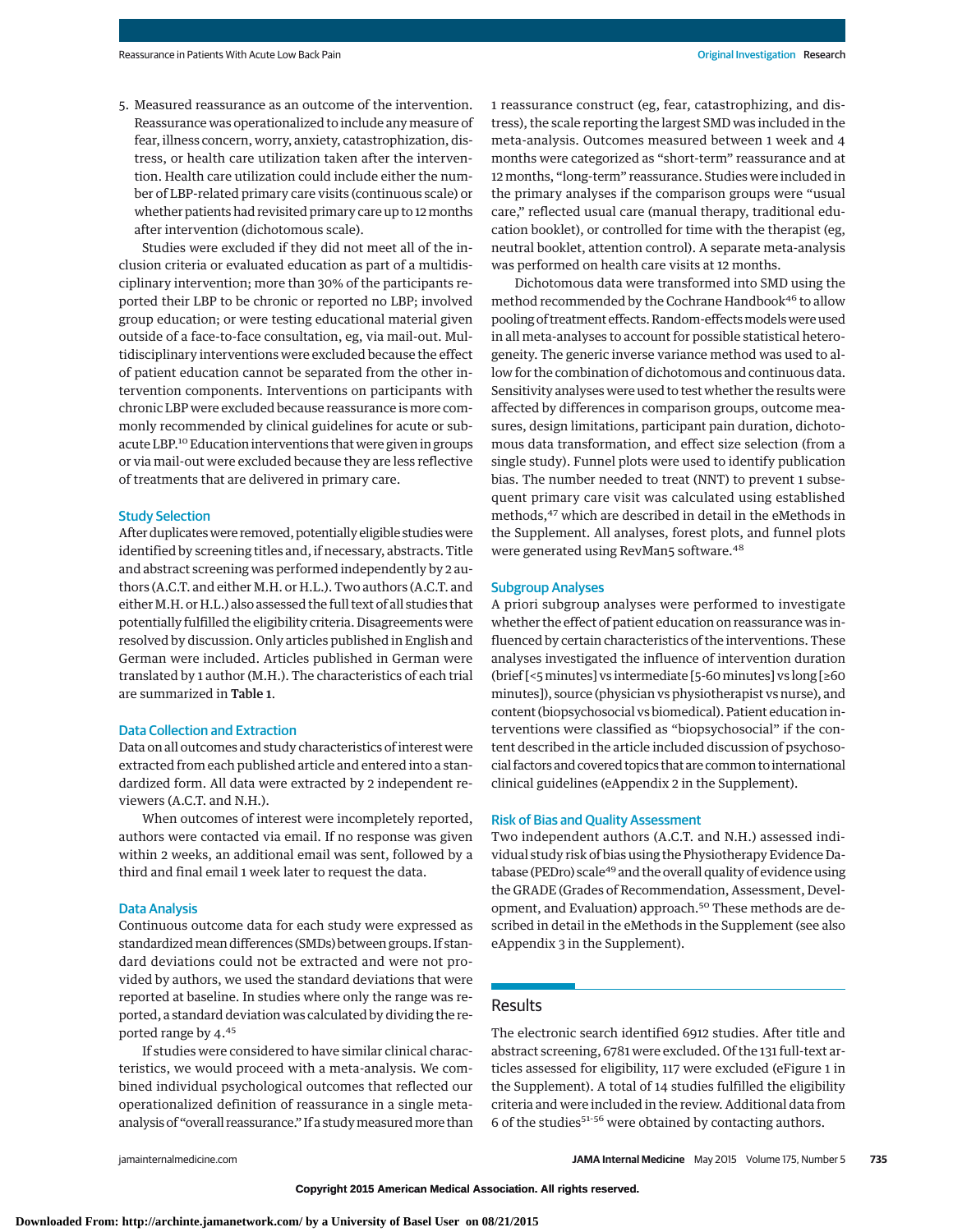5. Measured reassurance as an outcome of the intervention. Reassurance was operationalized to include any measure of fear, illness concern, worry, anxiety, catastrophization, distress, or health care utilization taken after the intervention. Health care utilization could include either the number of LBP-related primary care visits (continuous scale) or whether patients had revisited primary care up to 12 months after intervention (dichotomous scale).

Studies were excluded if they did not meet all of the inclusion criteria or evaluated education as part of a multidisciplinary intervention; more than 30% of the participants reported their LBP to be chronic or reported no LBP; involved group education; or were testing educational material given outside of a face-to-face consultation, eg, via mail-out. Multidisciplinary interventions were excluded because the effect of patient education cannot be separated from the other intervention components. Interventions on participants with chronic LBP were excluded because reassurance is more commonly recommended by clinical guidelines for acute or subacute LBP.[10] Education interventions that were given in groups or via mail-out were excluded because they are less reflective of treatments that are delivered in primary care.

### Study Selection

After duplicates were removed, potentially eligible studies were identified by screening titles and, if necessary, abstracts. Title and abstract screening was performed independently by 2 authors (A.C.T. and either M.H. or H.L.). Two authors (A.C.T. and either M.H. or H.L.) also assessed the full text of all studies that potentially fulfilled the eligibility criteria. Disagreements were resolved by discussion. Only articles published in English and German were included. Articles published in German were translated by 1 author (M.H.). The characteristics of each trial are summarized in **Table 1**.

### Data Collection and Extraction

Data on all outcomes and study characteristics of interest were extracted from each published article and entered into a standardized form. All data were extracted by 2 independent reviewers (A.C.T. and N.H.).

When outcomes of interest were incompletely reported, authors were contacted via email. If no response was given within 2 weeks, an additional email was sent, followed by a third and final email 1 week later to request the data.

### Data Analysis

Continuous outcome data for each study were expressed as standardized mean differences (SMDs) between groups. If standard deviations could not be extracted and were not provided by authors, we used the standard deviations that were reported at baseline. In studies where only the range was reported, a standard deviation was calculated by dividing the reported range by 4.[45]

If studies were considered to have similar clinical characteristics, we would proceed with a meta-analysis. We combined individual psychological outcomes that reflected our operationalized definition of reassurance in a single meta-analysis of "overall reassurance." If a study measured more than 1 reassurance construct (eg, fear, catastrophizing, and distress), the scale reporting the largest SMD was included in the meta-analysis. Outcomes measured between 1 week and 4 months were categorized as "short-term" reassurance and at 12 months, "long-term" reassurance. Studies were included in the primary analyses if the comparison groups were "usual care," reflected usual care (manual therapy, traditional education booklet), or controlled for time with the therapist (eg, neutral booklet, attention control). A separate meta-analysis was performed on health care visits at 12 months.

Dichotomous data were transformed into SMD using the method recommended by the Cochrane Handbook[46] to allow pooling of treatment effects. Random-effects models were used in all meta-analyses to account for possible statistical heterogeneity. The generic inverse variance method was used to allow for the combination of dichotomous and continuous data. Sensitivity analyses were used to test whether the results were affected by differences in comparison groups, outcome measures, design limitations, participant pain duration, dichotomous data transformation, and effect size selection (from a single study). Funnel plots were used to identify publication bias. The number needed to treat (NNT) to prevent 1 subsequent primary care visit was calculated using established methods,[47] which are described in detail in the eMethods in the Supplement. All analyses, forest plots, and funnel plots were generated using RevMan5 software.[48]

### Subgroup Analyses

A priori subgroup analyses were performed to investigate whether the effect of patient education on reassurance was influenced by certain characteristics of the interventions. These analyses investigated the influence of intervention duration (brief [<5 minutes] vs intermediate [5-60 minutes] vs long [≥60 minutes]), source (physician vs physiotherapist vs nurse), and content (biopsychosocial vs biomedical). Patient education interventions were classified as "biopsychosocial" if the content described in the article included discussion of psychosocial factors and covered topics that are common to international clinical guidelines (eAppendix 2 in the Supplement).

### Risk of Bias and Quality Assessment

Two independent authors (A.C.T. and N.H.) assessed individual study risk of bias using the Physiotherapy Evidence Database (PEDro) scale[49] and the overall quality of evidence using the GRADE (Grades of Recommendation, Assessment, Development, and Evaluation) approach.[50] These methods are described in detail in the eMethods in the Supplement (see also eAppendix 3 in the Supplement).

## Results

The electronic search identified 6912 studies. After title and abstract screening, 6781 were excluded. Of the 131 full-text articles assessed for eligibility, 117 were excluded (eFigure 1 in the Supplement). A total of 14 studies fulfilled the eligibility criteria and were included in the review. Additional data from 6 of the studies[51-56] were obtained by contacting authors.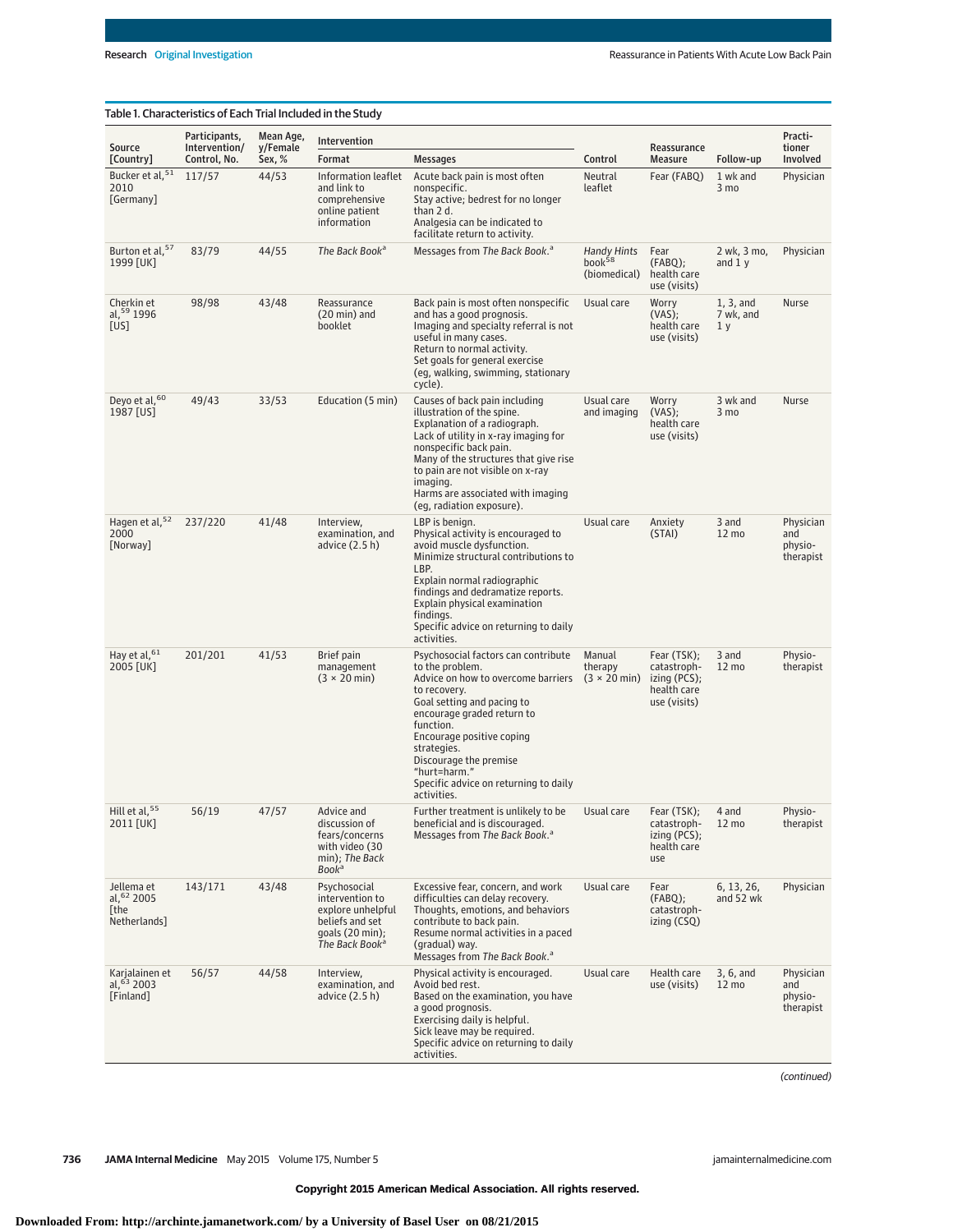Table 1. Characteristics of Each Trial Included in the Study

| Source [Country] | Participants, Intervention/ Control, No. | Mean Age, y/Female Sex, % | Intervention | | Control | Reassurance Measure | Follow-up | Practitioner Involved |
|---|---|---|---|---|---|---|---|---|
| | | | Format | Messages | | | | |
| Bucker et al,[51] 2010 [Germany] | 117/57 | 44/53 | Information leaflet and link to comprehensive online patient information | Acute back pain is most often nonspecific. Stay active; bedrest for no longer than 2 d. Analgesia can be indicated to facilitate return to activity. | Neutral leaflet | Fear (FABQ) | 1 wk and 3 mo | Physician |
| Burton et al,[57] 1999 [UK] | 83/79 | 44/55 | *The Back Book*[a] | Messages from *The Back Book*.[a] | *Handy Hints* book[58] (biomedical) | Fear (FABQ); health care use (visits) | 2 wk, 3 mo, and 1 y | Physician |
| Cherkin et al,[59] 1996 [US] | 98/98 | 43/48 | Reassurance (20 min) and booklet | Back pain is most often nonspecific and has a good prognosis. Imaging and specialty referral is not useful in many cases. Return to normal activity. Set goals for general exercise (eg, walking, swimming, stationary cycle). | Usual care | Worry (VAS); health care use (visits) | 1, 3, and 7 wk, and 1 y | Nurse |
| Deyo et al,[60] 1987 [US] | 49/43 | 33/53 | Education (5 min) | Causes of back pain including illustration of the spine. Explanation of a radiograph. Lack of utility in x-ray imaging for nonspecific back pain. Many of the structures that give rise to pain are not visible on x-ray imaging. Harms are associated with imaging (eg, radiation exposure). | Usual care and imaging | Worry (VAS); health care use (visits) | 3 wk and 3 mo | Nurse |
| Hagen et al,[52] 2000 [Norway] | 237/220 | 41/48 | Interview, examination, and advice (2.5 h) | LBP is benign. Physical activity is encouraged to avoid muscle dysfunction. Minimize structural contributions to LBP. Explain normal radiographic findings and dedramatize reports. Explain physical examination findings. Specific advice on returning to daily activities. | Usual care | Anxiety (STAI) | 3 and 12 mo | Physician and physiotherapist |
| Hay et al,[61] 2005 [UK] | 201/201 | 41/53 | Brief pain management (3 × 20 min) | Psychosocial factors can contribute to the problem. Advice on how to overcome barriers to recovery. Goal setting and pacing to encourage graded return to function. Encourage positive coping strategies. Discourage the premise "hurt=harm." Specific advice on returning to daily activities. | Manual therapy (3 × 20 min) | Fear (TSK); catastrophizing (PCS); health care use (visits) | 3 and 12 mo | Physiotherapist |
| Hill et al,[55] 2011 [UK] | 56/19 | 47/57 | Advice and discussion of fears/concerns with video (30 min); *The Back Book*[a] | Further treatment is unlikely to be beneficial and is discouraged. Messages from *The Back Book*.[a] | Usual care | Fear (TSK); catastrophizing (PCS); health care use | 4 and 12 mo | Physiotherapist |
| Jellema et al,[62] 2005 [the Netherlands] | 143/171 | 43/48 | Psychosocial intervention to explore unhelpful beliefs and set goals (20 min); *The Back Book*[a] | Excessive fear, concern, and work difficulties can delay recovery. Thoughts, emotions, and behaviors contribute to back pain. Resume normal activities in a paced (gradual) way. Messages from *The Back Book*.[a] | Usual care | Fear (FABQ); catastrophizing (CSQ) | 6, 13, 26, and 52 wk | Physician |
| Karjalainen et al,[63] 2003 [Finland] | 56/57 | 44/58 | Interview, examination, and advice (2.5 h) | Physical activity is encouraged. Avoid bed rest. Based on the examination, you have a good prognosis. Exercising daily is helpful. Sick leave may be required. Specific advice on returning to daily activities. | Usual care | Health care use (visits) | 3, 6, and 12 mo | Physician and physiotherapist |

(continued)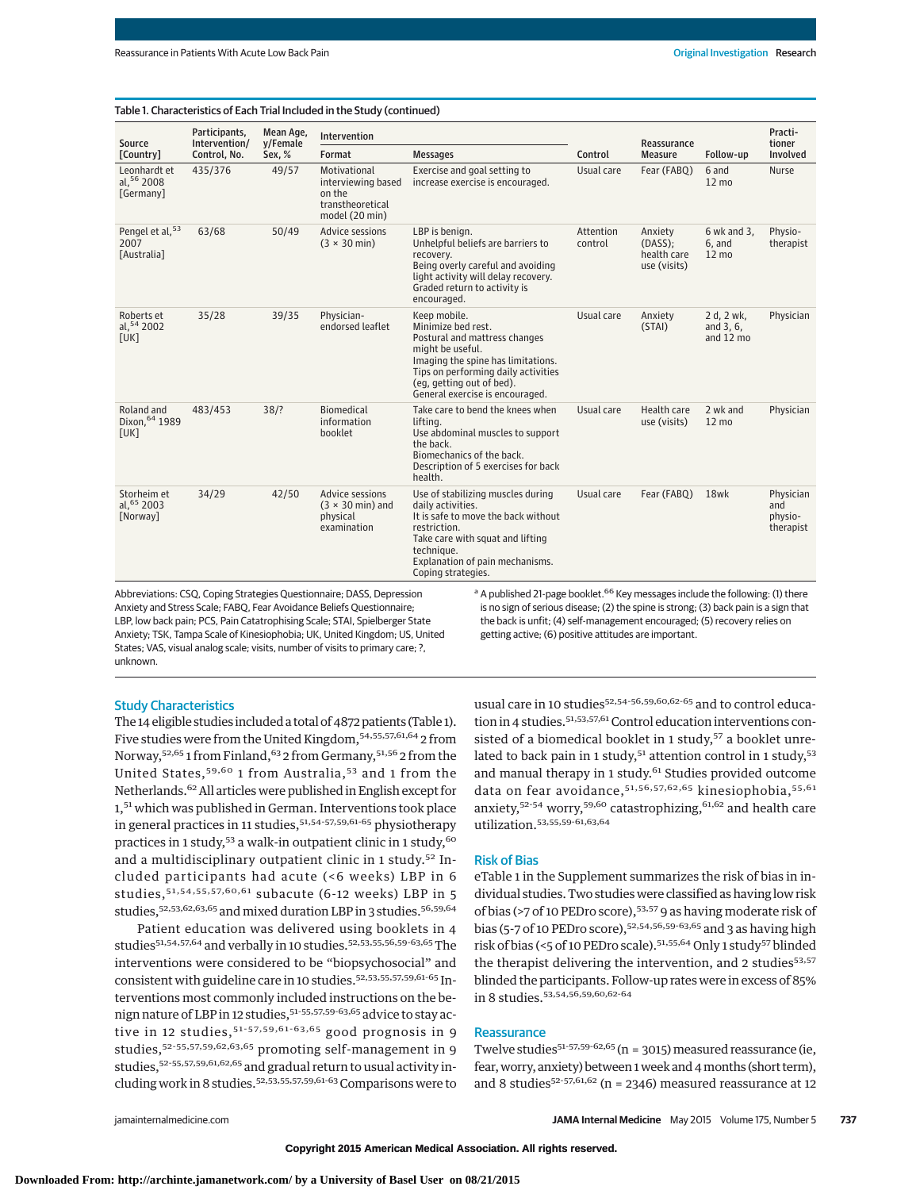Table 1. Characteristics of Each Trial Included in the Study (continued)

| Source [Country] | Participants, Intervention/ Control, No. | Mean Age, y/Female Sex, % | Intervention | | Control | Reassurance Measure | Follow-up | Practi-tioner Involved |
|---|---|---|---|---|---|---|---|---|
| | | | Format | Messages | | | | |
| Leonhardt et al,[56] 2008 [Germany] | 435/376 | 49/57 | Motivational interviewing based on the transtheoretical model (20 min) | Exercise and goal setting to increase exercise is encouraged. | Usual care | Fear (FABQ) | 6 and 12 mo | Nurse |
| Pengel et al,[53] 2007 [Australia] | 63/68 | 50/49 | Advice sessions (3 × 30 min) | LBP is benign. Unhelpful beliefs are barriers to recovery. Being overly careful and avoiding light activity will delay recovery. Graded return to activity is encouraged. | Attention control | Anxiety (DASS); health care use (visits) | 6 wk and 3, 6, and 12 mo | Physio-therapist |
| Roberts et al,[54] 2002 [UK] | 35/28 | 39/35 | Physician-endorsed leaflet | Keep mobile. Minimize bed rest. Postural and mattress changes might be useful. Imaging the spine has limitations. Tips on performing daily activities (eg, getting out of bed). General exercise is encouraged. | Usual care | Anxiety (STAI) | 2 d, 2 wk, and 3, 6, and 12 mo | Physician |
| Roland and Dixon,[64] 1989 [UK] | 483/453 | 38/? | Biomedical information booklet | Take care to bend the knees when lifting. Use abdominal muscles to support the back. Biomechanics of the back. Description of 5 exercises for back health. | Usual care | Health care use (visits) | 2 wk and 12 mo | Physician |
| Storheim et al,[65] 2003 [Norway] | 34/29 | 42/50 | Advice sessions (3 × 30 min) and physical examination | Use of stabilizing muscles during daily activities. It is safe to move the back without restriction. Take care with squat and lifting technique. Explanation of pain mechanisms. Coping strategies. | Usual care | Fear (FABQ) | 18wk | Physician and physio-therapist |

Abbreviations: CSQ, Coping Strategies Questionnaire; DASS, Depression Anxiety and Stress Scale; FABQ, Fear Avoidance Beliefs Questionnaire; LBP, low back pain; PCS, Pain Catatrophising Scale; STAI, Spielberger State Anxiety; TSK, Tampa Scale of Kinesiophobia; UK, United Kingdom; US, United States; VAS, visual analog scale; visits, number of visits to primary care; ?, unknown.

[a] A published 21-page booklet.[66] Key messages include the following: (1) there is no sign of serious disease; (2) the spine is strong; (3) back pain is a sign that the back is unfit; (4) self-management encouraged; (5) recovery relies on getting active; (6) positive attitudes are important.

## Study Characteristics

The 14 eligible studies included a total of 4872 patients (Table 1). Five studies were from the United Kingdom,[54,55,57,61,64] 2 from Norway,[52,65] 1 from Finland,[63] 2 from Germany,[51,56] 2 from the United States,[59,60] 1 from Australia,[53] and 1 from the Netherlands.[62] All articles were published in English except for 1,[51] which was published in German. Interventions took place in general practices in 11 studies,[51,54-57,59,61-65] physiotherapy practices in 1 study,[53] a walk-in outpatient clinic in 1 study,[60] and a multidisciplinary outpatient clinic in 1 study.[52] Included participants had acute (<6 weeks) LBP in 6 studies,[51,54,55,57,60,61] subacute (6-12 weeks) LBP in 5 studies,[52,53,62,63,65] and mixed duration LBP in 3 studies.[56,59,64]

Patient education was delivered using booklets in 4 studies[51,54,57,64] and verbally in 10 studies.[52,53,55,56,59-63,65] The interventions were considered to be "biopsychosocial" and consistent with guideline care in 10 studies.[52,53,55,57,59,61-65] Interventions most commonly included instructions on the benign nature of LBP in 12 studies,[51-55,57,59-63,65] advice to stay active in 12 studies,[51-57,59,61-63,65] good prognosis in 9 studies,[52-55,57,59,62,63,65] promoting self-management in 9 studies,[52-55,57,59,61,62,65] and gradual return to usual activity including work in 8 studies.[52,53,55,57,59,61-63] Comparisons were to usual care in 10 studies[52,54-56,59,60,62-65] and to control education in 4 studies.[51,53,57,61] Control education interventions consisted of a biomedical booklet in 1 study,[57] a booklet unrelated to back pain in 1 study,[51] attention control in 1 study,[53] and manual therapy in 1 study.[61] Studies provided outcome data on fear avoidance,[51,56,57,62,65] kinesiophobia,[55,61] anxiety,[52-54] worry,[59,60] catastrophizing,[61,62] and health care utilization.[53,55,59-61,63,64]

## Risk of Bias

eTable 1 in the Supplement summarizes the risk of bias in individual studies. Two studies were classified as having low risk of bias (>7 of 10 PEDro score),[53,57] 9 as having moderate risk of bias (5-7 of 10 PEDro score),[52,54,56,59-63,65] and 3 as having high risk of bias (<5 of 10 PEDro scale).[51,55,64] Only 1 study[57] blinded the therapist delivering the intervention, and 2 studies[53,57] blinded the participants. Follow-up rates were in excess of 85% in 8 studies.[53,54,56,59,60,62-64]

## Reassurance

Twelve studies[51-57,59-62,65] (n = 3015) measured reassurance (ie, fear, worry, anxiety) between 1 week and 4 months (short term), and 8 studies[52-57,61,62] (n = 2346) measured reassurance at 12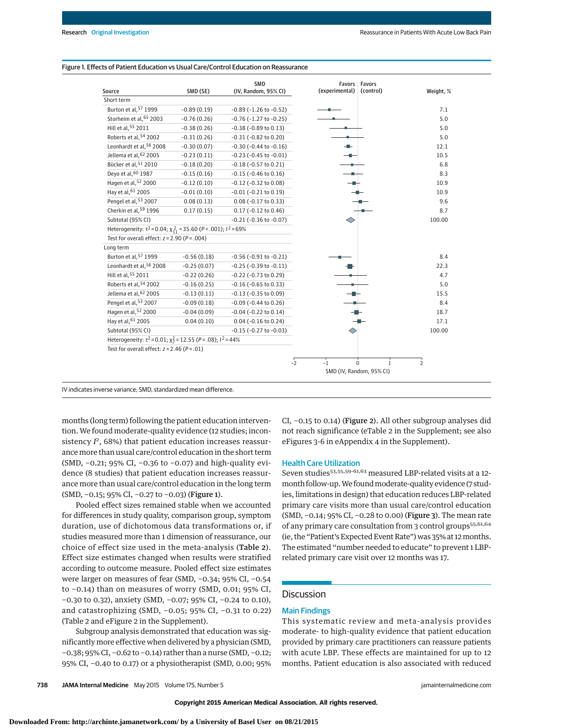Figure 1. Effects of Patient Education vs Usual Care/Control Education on Reassurance

| Source | SMD (SE) | SMD (IV, Random, 95% CI) | Weight, % |
|---|---|---|---|
| **Short term** | | | |
| Burton et al,[57] 1999 | −0.89 (0.19) | −0.89 (−1.26 to −0.52) | 7.1 |
| Storheim et al,[65] 2003 | −0.76 (0.26) | −0.76 (−1.27 to −0.25) | 5.0 |
| Hill et al,[55] 2011 | −0.38 (0.26) | −0.38 (−0.89 to 0.13) | 5.0 |
| Roberts et al,[54] 2002 | −0.31 (0.26) | −0.31 (−0.82 to 0.20) | 5.0 |
| Leonhardt et al,[56] 2008 | −0.30 (0.07) | −0.30 (−0.44 to −0.16) | 12.1 |
| Jellema et al,[62] 2005 | −0.23 (0.11) | −0.23 (−0.45 to −0.01) | 10.5 |
| Bücker et al,[51] 2010 | −0.18 (0.20) | −0.18 (−0.57 to 0.21) | 6.8 |
| Deyo et al,[60] 1987 | −0.15 (0.16) | −0.15 (−0.46 to 0.16) | 8.3 |
| Hagen et al,[52] 2000 | −0.12 (0.10) | −0.12 (−0.32 to 0.08) | 10.9 |
| Hay et al,[61] 2005 | −0.01 (0.10) | −0.01 (−0.21 to 0.19) | 10.9 |
| Pengel et al,[53] 2007 | 0.08 (0.13) | 0.08 (−0.17 to 0.33) | 9.6 |
| Cherkin et al,[59] 1996 | 0.17 (0.15) | 0.17 (−0.12 to 0.46) | 8.7 |
| Subtotal (95% CI) | | −0.21 (−0.36 to −0.07) | 100.00 |
| Heterogeneity: $\tau^2 = 0.04$; $\chi^2_{11} = 35.60$ ($P < .001$); $I^2 = 69\%$ | | | |
| Test for overall effect: $z = 2.90$ ($P = .004$) | | | |
| **Long term** | | | |
| Burton et al,[57] 1999 | −0.56 (0.18) | −0.56 (−0.91 to −0.21) | 8.4 |
| Leonhardt et al,[56] 2008 | −0.25 (0.07) | −0.25 (−0.39 to −0.11) | 22.3 |
| Hill et al,[55] 2011 | −0.22 (0.26) | −0.22 (−0.73 to 0.29) | 4.7 |
| Roberts et al,[54] 2002 | −0.16 (0.25) | −0.16 (−0.65 to 0.33) | 5.0 |
| Jellema et al,[62] 2005 | −0.13 (0.11) | −0.13 (−0.35 to 0.09) | 15.5 |
| Pengel et al,[53] 2007 | −0.09 (0.18) | −0.09 (−0.44 to 0.26) | 8.4 |
| Hagen et al,[52] 2000 | −0.04 (0.09) | −0.04 (−0.22 to 0.14) | 18.7 |
| Hay et al,[61] 2005 | 0.04 (0.10) | 0.04 (−0.16 to 0.24) | 17.1 |
| Subtotal (95% CI) | | −0.15 (−0.27 to −0.03) | 100.00 |
| Heterogeneity: $\tau^2 = 0.01$; $\chi^2_7 = 12.55$ ($P = .08$); $I^2 = 44\%$ | | | |
| Test for overall effect: $z = 2.46$ ($P = .01$) | | | |

IV indicates inverse variance; SMD, standardized mean difference.

months (long term) following the patient education intervention. We found moderate-quality evidence (12 studies; inconsistency $I^2$, 68%) that patient education increases reassurance more than usual care/control education in the short term (SMD, −0.21; 95% CI, −0.36 to −0.07) and high-quality evidence (8 studies) that patient education increases reassurance more than usual care/control education in the long term (SMD, −0.15; 95% CI, −0.27 to −0.03) (**Figure 1**).

Pooled effect sizes remained stable when we accounted for differences in study quality, comparison group, symptom duration, use of dichotomous data transformations or, if studies measured more than 1 dimension of reassurance, our choice of effect size used in the meta-analysis (**Table 2**). Effect size estimates changed when results were stratified according to outcome measure. Pooled effect size estimates were larger on measures of fear (SMD, −0.34; 95% CI, −0.54 to −0.14) than on measures of worry (SMD, 0.01; 95% CI, −0.30 to 0.32), anxiety (SMD, −0.07; 95% CI, −0.24 to 0.10), and catastrophizing (SMD, −0.05; 95% CI, −0.31 to 0.22) (Table 2 and eFigure 2 in the Supplement).

Subgroup analysis demonstrated that education was significantly more effective when delivered by a physician (SMD, −0.38; 95% CI, −0.62 to −0.14) rather than a nurse (SMD, −0.12; 95% CI, −0.40 to 0.17) or a physiotherapist (SMD, 0.00; 95% CI, −0.15 to 0.14) (**Figure 2**). All other subgroup analyses did not reach significance (eTable 2 in the Supplement; see also eFigures 3-6 in eAppendix 4 in the Supplement).

### Health Care Utilization

Seven studies[53,55,59-61,63] measured LBP-related visits at a 12-month follow-up. We found moderate-quality evidence (7 studies, limitations in design) that education reduces LBP-related primary care visits more than usual care/control education (SMD, −0.14; 95% CI, −0.28 to 0.00) (**Figure 3**). The mean rate of any primary care consultation from 3 control groups[55,61,64] (ie, the "Patient's Expected Event Rate") was 35% at 12 months. The estimated "number needed to educate" to prevent 1 LBP-related primary care visit over 12 months was 17.

## Discussion

### Main Findings

This systematic review and meta-analysis provides moderate- to high-quality evidence that patient education provided by primary care practitioners can reassure patients with acute LBP. These effects are maintained for up to 12 months. Patient education is also associated with reduced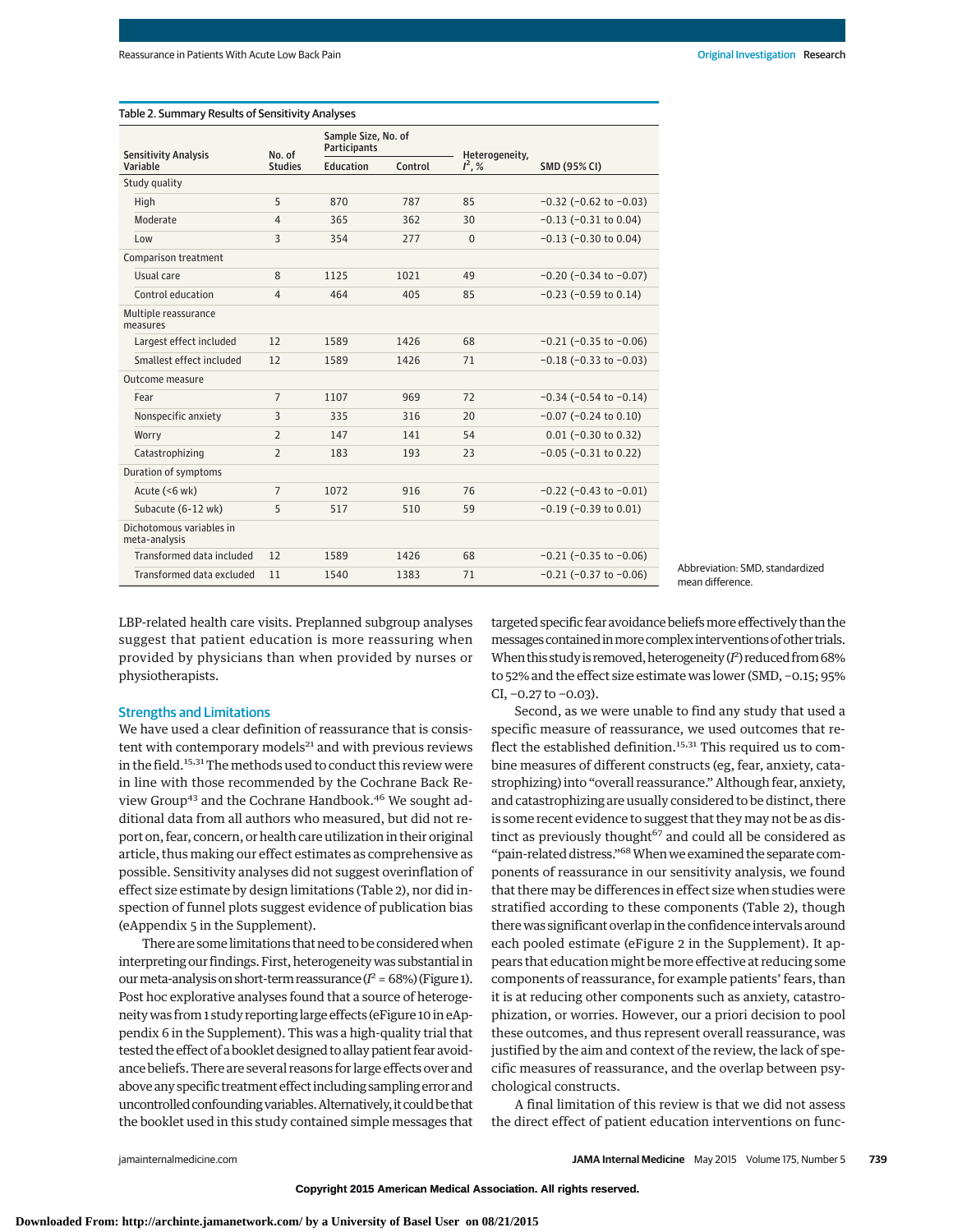Table 2. Summary Results of Sensitivity Analyses

| Sensitivity Analysis Variable | No. of Studies | Sample Size, No. of Participants | | Heterogeneity, $I^2$, % | SMD (95% CI) |
|---|---|---|---|---|---|
| | | Education | Control | | |
| Study quality | | | | | |
| High | 5 | 870 | 787 | 85 | −0.32 (−0.62 to −0.03) |
| Moderate | 4 | 365 | 362 | 30 | −0.13 (−0.31 to 0.04) |
| Low | 3 | 354 | 277 | 0 | −0.13 (−0.30 to 0.04) |
| Comparison treatment | | | | | |
| Usual care | 8 | 1125 | 1021 | 49 | −0.20 (−0.34 to −0.07) |
| Control education | 4 | 464 | 405 | 85 | −0.23 (−0.59 to 0.14) |
| Multiple reassurance measures | | | | | |
| Largest effect included | 12 | 1589 | 1426 | 68 | −0.21 (−0.35 to −0.06) |
| Smallest effect included | 12 | 1589 | 1426 | 71 | −0.18 (−0.33 to −0.03) |
| Outcome measure | | | | | |
| Fear | 7 | 1107 | 969 | 72 | −0.34 (−0.54 to −0.14) |
| Nonspecific anxiety | 3 | 335 | 316 | 20 | −0.07 (−0.24 to 0.10) |
| Worry | 2 | 147 | 141 | 54 | 0.01 (−0.30 to 0.32) |
| Catastrophizing | 2 | 183 | 193 | 23 | −0.05 (−0.31 to 0.22) |
| Duration of symptoms | | | | | |
| Acute (<6 wk) | 7 | 1072 | 916 | 76 | −0.22 (−0.43 to −0.01) |
| Subacute (6-12 wk) | 5 | 517 | 510 | 59 | −0.19 (−0.39 to 0.01) |
| Dichotomous variables in meta-analysis | | | | | |
| Transformed data included | 12 | 1589 | 1426 | 68 | −0.21 (−0.35 to −0.06) |
| Transformed data excluded | 11 | 1540 | 1383 | 71 | −0.21 (−0.37 to −0.06) |

Abbreviation: SMD, standardized mean difference.

LBP-related health care visits. Preplanned subgroup analyses suggest that patient education is more reassuring when provided by physicians than when provided by nurses or physiotherapists.

## Strengths and Limitations

We have used a clear definition of reassurance that is consistent with contemporary models[21] and with previous reviews in the field.[15,31] The methods used to conduct this review were in line with those recommended by the Cochrane Back Review Group[43] and the Cochrane Handbook.[46] We sought additional data from all authors who measured, but did not report on, fear, concern, or health care utilization in their original article, thus making our effect estimates as comprehensive as possible. Sensitivity analyses did not suggest overinflation of effect size estimate by design limitations (Table 2), nor did inspection of funnel plots suggest evidence of publication bias (eAppendix 5 in the Supplement).

There are some limitations that need to be considered when interpreting our findings. First, heterogeneity was substantial in our meta-analysis on short-term reassurance ($I^2$ = 68%) (Figure 1). Post hoc explorative analyses found that a source of heterogeneity was from 1 study reporting large effects (eFigure 10 in eAppendix 6 in the Supplement). This was a high-quality trial that tested the effect of a booklet designed to allay patient fear avoidance beliefs. There are several reasons for large effects over and above any specific treatment effect including sampling error and uncontrolled confounding variables. Alternatively, it could be that the booklet used in this study contained simple messages that targeted specific fear avoidance beliefs more effectively than the messages contained in more complex interventions of other trials. When this study is removed, heterogeneity ($I^2$) reduced from 68% to 52% and the effect size estimate was lower (SMD, −0.15; 95% CI, −0.27 to −0.03).

Second, as we were unable to find any study that used a specific measure of reassurance, we used outcomes that reflect the established definition.[15,31] This required us to combine measures of different constructs (eg, fear, anxiety, catastrophizing) into "overall reassurance." Although fear, anxiety, and catastrophizing are usually considered to be distinct, there is some recent evidence to suggest that they may not be as distinct as previously thought[67] and could all be considered as "pain-related distress."[68] When we examined the separate components of reassurance in our sensitivity analysis, we found that there may be differences in effect size when studies were stratified according to these components (Table 2), though there was significant overlap in the confidence intervals around each pooled estimate (eFigure 2 in the Supplement). It appears that education might be more effective at reducing some components of reassurance, for example patients' fears, than it is at reducing other components such as anxiety, catastrophization, or worries. However, our a priori decision to pool these outcomes, and thus represent overall reassurance, was justified by the aim and context of the review, the lack of specific measures of reassurance, and the overlap between psychological constructs.

A final limitation of this review is that we did not assess the direct effect of patient education interventions on func-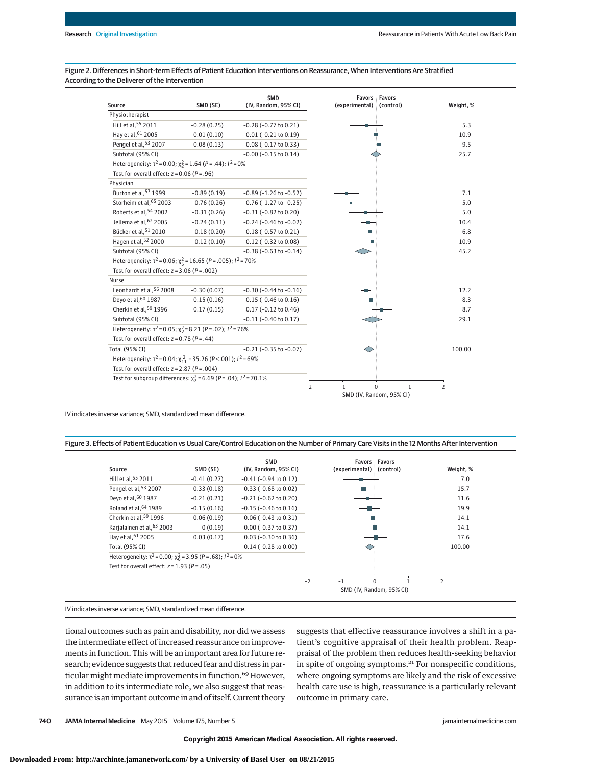Figure 2. Differences in Short-term Effects of Patient Education Interventions on Reassurance, When Interventions Are Stratified According to the Deliverer of the Intervention

| Source | SMD (SE) | SMD (IV, Random, 95% CI) | Weight, % |
|---|---|---|---|
| **Physiotherapist** | | | |
| Hill et al,[55] 2011 | −0.28 (0.25) | −0.28 (−0.77 to 0.21) | 5.3 |
| Hay et al,[61] 2005 | −0.01 (0.10) | −0.01 (−0.21 to 0.19) | 10.9 |
| Pengel et al,[53] 2007 | 0.08 (0.13) | 0.08 (−0.17 to 0.33) | 9.5 |
| Subtotal (95% CI) | | −0.00 (−0.15 to 0.14) | 25.7 |
| Heterogeneity: $\tau^2 = 0.00$; $\chi^2_2 = 1.64$ ($P = .44$); $I^2 = 0\%$ | | | |
| Test for overall effect: $z = 0.06$ ($P = .96$) | | | |
| **Physician** | | | |
| Burton et al,[57] 1999 | −0.89 (0.19) | −0.89 (−1.26 to −0.52) | 7.1 |
| Storheim et al,[65] 2003 | −0.76 (0.26) | −0.76 (−1.27 to −0.25) | 5.0 |
| Roberts et al,[54] 2002 | −0.31 (0.26) | −0.31 (−0.82 to 0.20) | 5.0 |
| Jellema et al,[62] 2005 | −0.24 (0.11) | −0.24 (−0.46 to −0.02) | 10.4 |
| Bücker et al,[51] 2010 | −0.18 (0.20) | −0.18 (−0.57 to 0.21) | 6.8 |
| Hagen et al,[52] 2000 | −0.12 (0.10) | −0.12 (−0.32 to 0.08) | 10.9 |
| Subtotal (95% CI) | | −0.38 (−0.63 to −0.14) | 45.2 |
| Heterogeneity: $\tau^2 = 0.06$; $\chi^2_5 = 16.65$ ($P = .005$); $I^2 = 70\%$ | | | |
| Test for overall effect: $z = 3.06$ ($P = .002$) | | | |
| **Nurse** | | | |
| Leonhardt et al,[56] 2008 | −0.30 (0.07) | −0.30 (−0.44 to −0.16) | 12.2 |
| Deyo et al,[60] 1987 | −0.15 (0.16) | −0.15 (−0.46 to 0.16) | 8.3 |
| Cherkin et al,[59] 1996 | 0.17 (0.15) | 0.17 (−0.12 to 0.46) | 8.7 |
| Subtotal (95% CI) | | −0.11 (−0.40 to 0.17) | 29.1 |
| Heterogeneity: $\tau^2 = 0.05$; $\chi^2_2 = 8.21$ ($P = .02$); $I^2 = 76\%$ | | | |
| Test for overall effect: $z = 0.78$ ($P = .44$) | | | |
| **Total (95% CI)** | | −0.21 (−0.35 to −0.07) | 100.00 |
| Heterogeneity: $\tau^2 = 0.04$; $\chi^2_{11} = 35.26$ ($P < .001$); $I^2 = 69\%$ | | | |
| Test for overall effect: $z = 2.87$ ($P = .004$) | | | |
| Test for subgroup differences: $\chi^2_2 = 6.69$ ($P = .04$); $I^2 = 70.1\%$ | | | |

Favors (experimental) | Favors (control)

SMD (IV, Random, 95% CI)

IV indicates inverse variance; SMD, standardized mean difference.

Figure 3. Effects of Patient Education vs Usual Care/Control Education on the Number of Primary Care Visits in the 12 Months After Intervention

| Source | SMD (SE) | SMD (IV, Random, 95% CI) | Weight, % |
|---|---|---|---|
| Hill et al,[55] 2011 | −0.41 (0.27) | −0.41 (−0.94 to 0.12) | 7.0 |
| Pengel et al,[53] 2007 | −0.33 (0.18) | −0.33 (−0.68 to 0.02) | 15.7 |
| Deyo et al,[60] 1987 | −0.21 (0.21) | −0.21 (−0.62 to 0.20) | 11.6 |
| Roland et al,[64] 1989 | −0.15 (0.16) | −0.15 (−0.46 to 0.16) | 19.9 |
| Cherkin et al,[59] 1996 | −0.06 (0.19) | −0.06 (−0.43 to 0.31) | 14.1 |
| Karjalainen et al,[63] 2003 | 0 (0.19) | 0.00 (−0.37 to 0.37) | 14.1 |
| Hay et al,[61] 2005 | 0.03 (0.17) | 0.03 (−0.30 to 0.36) | 17.6 |
| Total (95% CI) | | −0.14 (−0.28 to 0.00) | 100.00 |
| Heterogeneity: $\tau^2 = 0.00$; $\chi^2_6 = 3.95$ ($P = .68$); $I^2 = 0\%$ | | | |
| Test for overall effect: $z = 1.93$ ($P = .05$) | | | |

Favors (experimental) | Favors (control)

SMD (IV, Random, 95% CI)

IV indicates inverse variance; SMD, standardized mean difference.

tional outcomes such as pain and disability, nor did we assess the intermediate effect of increased reassurance on improvements in function. This will be an important area for future research; evidence suggests that reduced fear and distress in particular might mediate improvements in function.[69] However, in addition to its intermediate role, we also suggest that reassurance is an important outcome in and of itself. Current theory suggests that effective reassurance involves a shift in a patient's cognitive appraisal of their health problem. Reappraisal of the problem then reduces health-seeking behavior in spite of ongoing symptoms.[21] For nonspecific conditions, where ongoing symptoms are likely and the risk of excessive health care use is high, reassurance is a particularly relevant outcome in primary care.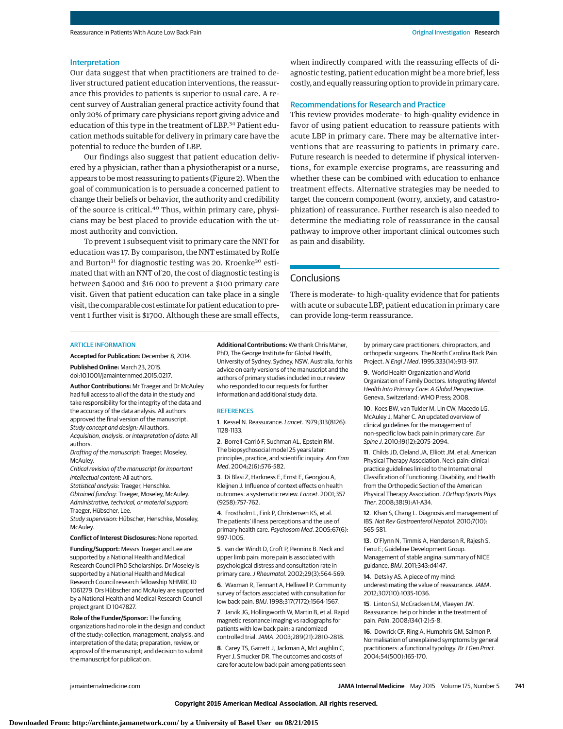### Interpretation

Our data suggest that when practitioners are trained to deliver structured patient education interventions, the reassurance this provides to patients is superior to usual care. A recent survey of Australian general practice activity found that only 20% of primary care physicians report giving advice and education of this type in the treatment of LBP.[34] Patient education methods suitable for delivery in primary care have the potential to reduce the burden of LBP.

Our findings also suggest that patient education delivered by a physician, rather than a physiotherapist or a nurse, appears to be most reassuring to patients (Figure 2). When the goal of communication is to persuade a concerned patient to change their beliefs or behavior, the authority and credibility of the source is critical.[40] Thus, within primary care, physicians may be best placed to provide education with the utmost authority and conviction.

To prevent 1 subsequent visit to primary care the NNT for education was 17. By comparison, the NNT estimated by Rolfe and Burton[31] for diagnostic testing was 20. Kroenke[30] estimated that with an NNT of 20, the cost of diagnostic testing is between \$4000 and \$16 000 to prevent a \$100 primary care visit. Given that patient education can take place in a single visit, the comparable cost estimate for patient education to prevent 1 further visit is \$1700. Although these are small effects, when indirectly compared with the reassuring effects of diagnostic testing, patient education might be a more brief, less costly, and equally reassuring option to provide in primary care.

### Recommendations for Research and Practice

This review provides moderate- to high-quality evidence in favor of using patient education to reassure patients with acute LBP in primary care. There may be alternative interventions that are reassuring to patients in primary care. Future research is needed to determine if physical interventions, for example exercise programs, are reassuring and whether these can be combined with education to enhance treatment effects. Alternative strategies may be needed to target the concern component (worry, anxiety, and catastrophization) of reassurance. Further research is also needed to determine the mediating role of reassurance in the causal pathway to improve other important clinical outcomes such as pain and disability.

## Conclusions

There is moderate- to high-quality evidence that for patients with acute or subacute LBP, patient education in primary care can provide long-term reassurance.

ARTICLE INFORMATION

**Accepted for Publication:** December 8, 2014.

**Published Online:** March 23, 2015. doi:10.1001/jamainternmed.2015.0217.

**Author Contributions:** Mr Traeger and Dr McAuley had full access to all of the data in the study and take responsibility for the integrity of the data and the accuracy of the data analysis. All authors approved the final version of the manuscript.
*Study concept and design:* All authors.
*Acquisition, analysis, or interpretation of data:* All authors.
*Drafting of the manuscript:* Traeger, Moseley, McAuley.
*Critical revision of the manuscript for important intellectual content:* All authors.
*Statistical analysis:* Traeger, Henschke.
*Obtained funding:* Traeger, Moseley, McAuley.
*Administrative, technical, or material support:* Traeger, Hübscher, Lee.
*Study supervision:* Hübscher, Henschke, Moseley, McAuley.

**Conflict of Interest Disclosures:** None reported.

**Funding/Support:** Messrs Traeger and Lee are supported by a National Health and Medical Research Council PhD Scholarships. Dr Moseley is supported by a National Health and Medical Research Council research fellowship NHMRC ID 1061279. Drs Hübscher and McAuley are supported by a National Health and Medical Research Council project grant ID 1047827.

**Role of the Funder/Sponsor:** The funding organizations had no role in the design and conduct of the study; collection, management, analysis, and interpretation of the data; preparation, review, or approval of the manuscript; and decision to submit the manuscript for publication.

**Additional Contributions:** We thank Chris Maher, PhD, The George Institute for Global Health, University of Sydney, Sydney, NSW, Australia, for his advice on early versions of the manuscript and the authors of primary studies included in our review who responded to our requests for further information and additional study data.

REFERENCES

1. Kessel N. Reassurance. *Lancet*. 1979;313(8126): 1128-1133.

2. Borrell-Carrió F, Suchman AL, Epstein RM. The biopsychosocial model 25 years later: principles, practice, and scientific inquiry. *Ann Fam Med*. 2004;2(6):576-582.

3. Di Blasi Z, Harkness E, Ernst E, Georgiou A, Kleijnen J. Influence of context effects on health outcomes: a systematic review. *Lancet*. 2001;357 (9258):757-762.

4. Frostholm L, Fink P, Christensen KS, et al. The patients' illness perceptions and the use of primary health care. *Psychosom Med*. 2005;67(6): 997-1005.

5. van der Windt D, Croft P, Penninx B. Neck and upper limb pain: more pain is associated with psychological distress and consultation rate in primary care. *J Rheumatol*. 2002;29(3):564-569.

6. Waxman R, Tennant A, Helliwell P. Community survey of factors associated with consultation for low back pain. *BMJ*. 1998;317(7172):1564-1567.

7. Jarvik JG, Hollingworth W, Martin B, et al. Rapid magnetic resonance imaging vs radiographs for patients with low back pain: a randomized controlled trial. *JAMA*. 2003;289(21):2810-2818.

8. Carey TS, Garrett J, Jackman A, McLaughlin C, Fryer J, Smucker DR. The outcomes and costs of care for acute low back pain among patients seen by primary care practitioners, chiropractors, and orthopedic surgeons. The North Carolina Back Pain Project. *N Engl J Med*. 1995;333(14):913-917.

9. World Health Organization and World Organization of Family Doctors. *Integrating Mental Health Into Primary Care: A Global Perspective*. Geneva, Switzerland: WHO Press; 2008.

10. Koes BW, van Tulder M, Lin CW, Macedo LG, McAuley J, Maher C. An updated overview of clinical guidelines for the management of non-specific low back pain in primary care. *Eur Spine J*. 2010;19(12):2075-2094.

11. Childs JD, Cleland JA, Elliott JM, et al; American Physical Therapy Association. Neck pain: clinical practice guidelines linked to the International Classification of Functioning, Disability, and Health from the Orthopedic Section of the American Physical Therapy Association. *J Orthop Sports Phys Ther*. 2008;38(9):A1-A34.

12. Khan S, Chang L. Diagnosis and management of IBS. *Nat Rev Gastroenterol Hepatol*. 2010;7(10): 565-581.

13. O'Flynn N, Timmis A, Henderson R, Rajesh S, Fenu E; Guideline Development Group. Management of stable angina: summary of NICE guidance. *BMJ*. 2011;343:d4147.

14. Detsky AS. A piece of my mind: underestimating the value of reassurance. *JAMA*. 2012;307(10):1035-1036.

15. Linton SJ, McCracken LM, Vlaeyen JW. Reassurance: help or hinder in the treatment of pain. *Pain*. 2008;134(1-2):5-8.

16. Dowrick CF, Ring A, Humphris GM, Salmon P. Normalisation of unexplained symptoms by general practitioners: a functional typology. *Br J Gen Pract*. 2004;54(500):165-170.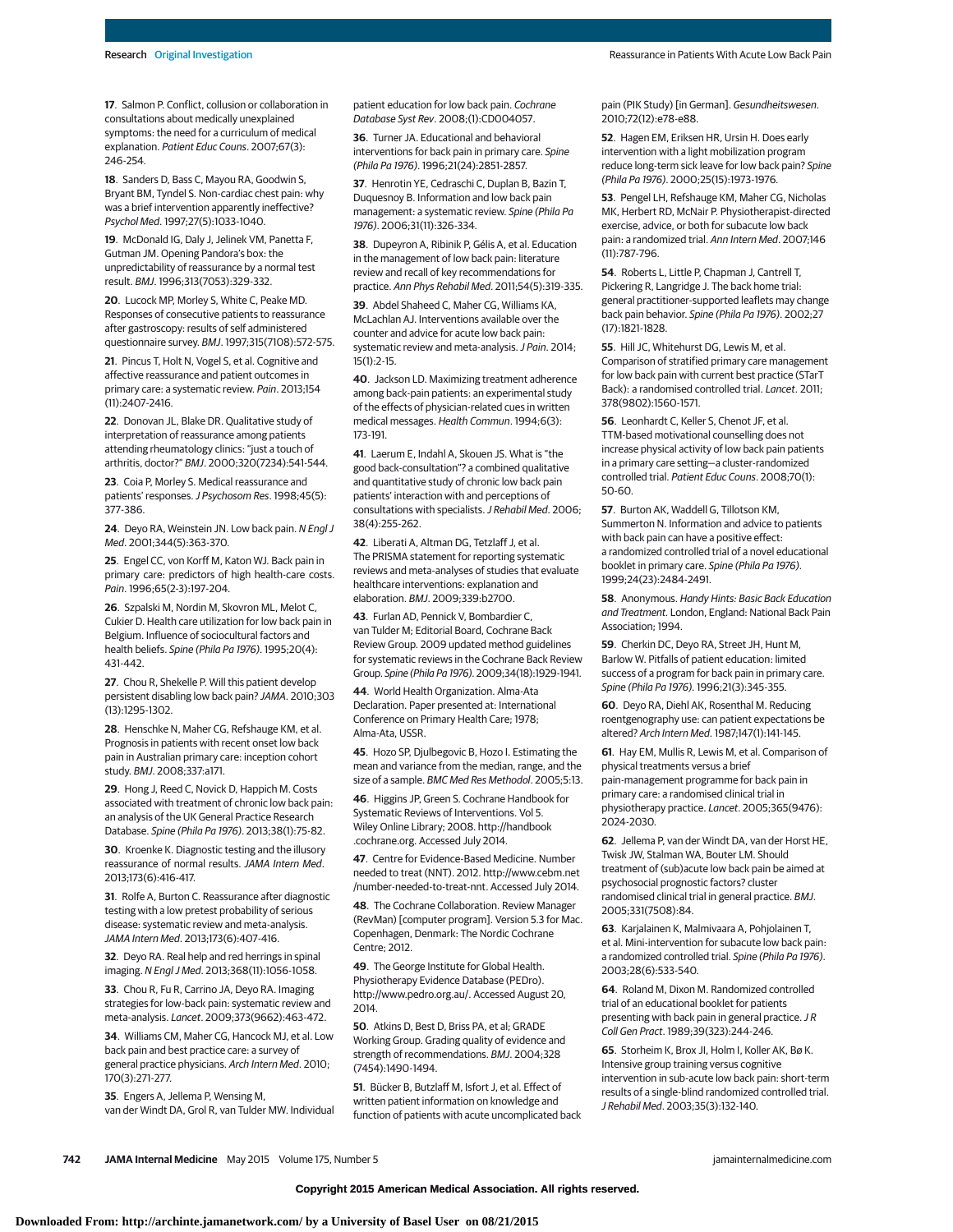17. Salmon P. Conflict, collusion or collaboration in consultations about medically unexplained symptoms: the need for a curriculum of medical explanation. *Patient Educ Couns*. 2007;67(3):246-254.

18. Sanders D, Bass C, Mayou RA, Goodwin S, Bryant BM, Tyndel S. Non-cardiac chest pain: why was a brief intervention apparently ineffective? *Psychol Med*. 1997;27(5):1033-1040.

19. McDonald IG, Daly J, Jelinek VM, Panetta F, Gutman JM. Opening Pandora's box: the unpredictability of reassurance by a normal test result. *BMJ*. 1996;313(7053):329-332.

20. Lucock MP, Morley S, White C, Peake MD. Responses of consecutive patients to reassurance after gastroscopy: results of self administered questionnaire survey. *BMJ*. 1997;315(7108):572-575.

21. Pincus T, Holt N, Vogel S, et al. Cognitive and affective reassurance and patient outcomes in primary care: a systematic review. *Pain*. 2013;154(11):2407-2416.

22. Donovan JL, Blake DR. Qualitative study of interpretation of reassurance among patients attending rheumatology clinics: "just a touch of arthritis, doctor?" *BMJ*. 2000;320(7234):541-544.

23. Coia P, Morley S. Medical reassurance and patients' responses. *J Psychosom Res*. 1998;45(5):377-386.

24. Deyo RA, Weinstein JN. Low back pain. *N Engl J Med*. 2001;344(5):363-370.

25. Engel CC, von Korff M, Katon WJ. Back pain in primary care: predictors of high health-care costs. *Pain*. 1996;65(2-3):197-204.

26. Szpalski M, Nordin M, Skovron ML, Melot C, Cukier D. Health care utilization for low back pain in Belgium. Influence of sociocultural factors and health beliefs. *Spine (Phila Pa 1976)*. 1995;20(4):431-442.

27. Chou R, Shekelle P. Will this patient develop persistent disabling low back pain? *JAMA*. 2010;303(13):1295-1302.

28. Henschke N, Maher CG, Refshauge KM, et al. Prognosis in patients with recent onset low back pain in Australian primary care: inception cohort study. *BMJ*. 2008;337:a171.

29. Hong J, Reed C, Novick D, Happich M. Costs associated with treatment of chronic low back pain: an analysis of the UK General Practice Research Database. *Spine (Phila Pa 1976)*. 2013;38(1):75-82.

30. Kroenke K. Diagnostic testing and the illusory reassurance of normal results. *JAMA Intern Med*. 2013;173(6):416-417.

31. Rolfe A, Burton C. Reassurance after diagnostic testing with a low pretest probability of serious disease: systematic review and meta-analysis. *JAMA Intern Med*. 2013;173(6):407-416.

32. Deyo RA. Real help and red herrings in spinal imaging. *N Engl J Med*. 2013;368(11):1056-1058.

33. Chou R, Fu R, Carrino JA, Deyo RA. Imaging strategies for low-back pain: systematic review and meta-analysis. *Lancet*. 2009;373(9662):463-472.

34. Williams CM, Maher CG, Hancock MJ, et al. Low back pain and best practice care: a survey of general practice physicians. *Arch Intern Med*. 2010;170(3):271-277.

35. Engers A, Jellema P, Wensing M, van der Windt DA, Grol R, van Tulder MW. Individual patient education for low back pain. *Cochrane Database Syst Rev*. 2008;(1):CD004057.

36. Turner JA. Educational and behavioral interventions for back pain in primary care. *Spine (Phila Pa 1976)*. 1996;21(24):2851-2857.

37. Henrotin YE, Cedraschi C, Duplan B, Bazin T, Duquesnoy B. Information and low back pain management: a systematic review. *Spine (Phila Pa 1976)*. 2006;31(11):326-334.

38. Dupeyron A, Ribinik P, Gélis A, et al. Education in the management of low back pain: literature review and recall of key recommendations for practice. *Ann Phys Rehabil Med*. 2011;54(5):319-335.

39. Abdel Shaheed C, Maher CG, Williams KA, McLachlan AJ. Interventions available over the counter and advice for acute low back pain: systematic review and meta-analysis. *J Pain*. 2014;15(1):2-15.

40. Jackson LD. Maximizing treatment adherence among back-pain patients: an experimental study of the effects of physician-related cues in written medical messages. *Health Commun*. 1994;6(3):173-191.

41. Laerum E, Indahl A, Skouen JS. What is "the good back-consultation"? a combined qualitative and quantitative study of chronic low back pain patients' interaction with and perceptions of consultations with specialists. *J Rehabil Med*. 2006;38(4):255-262.

42. Liberati A, Altman DG, Tetzlaff J, et al. The PRISMA statement for reporting systematic reviews and meta-analyses of studies that evaluate healthcare interventions: explanation and elaboration. *BMJ*. 2009;339:b2700.

43. Furlan AD, Pennick V, Bombardier C, van Tulder M; Editorial Board, Cochrane Back Review Group. 2009 updated method guidelines for systematic reviews in the Cochrane Back Review Group. *Spine (Phila Pa 1976)*. 2009;34(18):1929-1941.

44. World Health Organization. Alma-Ata Declaration. Paper presented at: International Conference on Primary Health Care; 1978; Alma-Ata, USSR.

45. Hozo SP, Djulbegovic B, Hozo I. Estimating the mean and variance from the median, range, and the size of a sample. *BMC Med Res Methodol*. 2005;5:13.

46. Higgins JP, Green S. Cochrane Handbook for Systematic Reviews of Interventions. Vol 5. Wiley Online Library; 2008. http://handbook.cochrane.org. Accessed July 2014.

47. Centre for Evidence-Based Medicine. Number needed to treat (NNT). 2012. http://www.cebm.net/number-needed-to-treat-nnt. Accessed July 2014.

48. The Cochrane Collaboration. Review Manager (RevMan) [computer program]. Version 5.3 for Mac. Copenhagen, Denmark: The Nordic Cochrane Centre; 2012.

49. The George Institute for Global Health. Physiotherapy Evidence Database (PEDro). http://www.pedro.org.au/. Accessed August 20, 2014.

50. Atkins D, Best D, Briss PA, et al; GRADE Working Group. Grading quality of evidence and strength of recommendations. *BMJ*. 2004;328(7454):1490-1494.

51. Bücker B, Butzlaff M, Isfort J, et al. Effect of written patient information on knowledge and function of patients with acute uncomplicated back pain (PIK Study) [in German]. *Gesundheitswesen*. 2010;72(12):e78-e88.

52. Hagen EM, Eriksen HR, Ursin H. Does early intervention with a light mobilization program reduce long-term sick leave for low back pain? *Spine (Phila Pa 1976)*. 2000;25(15):1973-1976.

53. Pengel LH, Refshauge KM, Maher CG, Nicholas MK, Herbert RD, McNair P. Physiotherapist-directed exercise, advice, or both for subacute low back pain: a randomized trial. *Ann Intern Med*. 2007;146(11):787-796.

54. Roberts L, Little P, Chapman J, Cantrell T, Pickering R, Langridge J. The back home trial: general practitioner-supported leaflets may change back pain behavior. *Spine (Phila Pa 1976)*. 2002;27(17):1821-1828.

55. Hill JC, Whitehurst DG, Lewis M, et al. Comparison of stratified primary care management for low back pain with current best practice (STarT Back): a randomised controlled trial. *Lancet*. 2011;378(9802):1560-1571.

56. Leonhardt C, Keller S, Chenot JF, et al. TTM-based motivational counselling does not increase physical activity of low back pain patients in a primary care setting—a cluster-randomized controlled trial. *Patient Educ Couns*. 2008;70(1):50-60.

57. Burton AK, Waddell G, Tillotson KM, Summerton N. Information and advice to patients with back pain can have a positive effect: a randomized controlled trial of a novel educational booklet in primary care. *Spine (Phila Pa 1976)*. 1999;24(23):2484-2491.

58. Anonymous. *Handy Hints: Basic Back Education and Treatment*. London, England: National Back Pain Association; 1994.

59. Cherkin DC, Deyo RA, Street JH, Hunt M, Barlow W. Pitfalls of patient education: limited success of a program for back pain in primary care. *Spine (Phila Pa 1976)*. 1996;21(3):345-355.

60. Deyo RA, Diehl AK, Rosenthal M. Reducing roentgenography use: can patient expectations be altered? *Arch Intern Med*. 1987;147(1):141-145.

61. Hay EM, Mullis R, Lewis M, et al. Comparison of physical treatments versus a brief pain-management programme for back pain in primary care: a randomised clinical trial in physiotherapy practice. *Lancet*. 2005;365(9476):2024-2030.

62. Jellema P, van der Windt DA, van der Horst HE, Twisk JW, Stalman WA, Bouter LM. Should treatment of (sub)acute low back pain be aimed at psychosocial prognostic factors? cluster randomised clinical trial in general practice. *BMJ*. 2005;331(7508):84.

63. Karjalainen K, Malmivaara A, Pohjolainen T, et al. Mini-intervention for subacute low back pain: a randomized controlled trial. *Spine (Phila Pa 1976)*. 2003;28(6):533-540.

64. Roland M, Dixon M. Randomized controlled trial of an educational booklet for patients presenting with back pain in general practice. *J R Coll Gen Pract*. 1989;39(323):244-246.

65. Storheim K, Brox JI, Holm I, Koller AK, Bø K. Intensive group training versus cognitive intervention in sub-acute low back pain: short-term results of a single-blind randomized controlled trial. *J Rehabil Med*. 2003;35(3):132-140.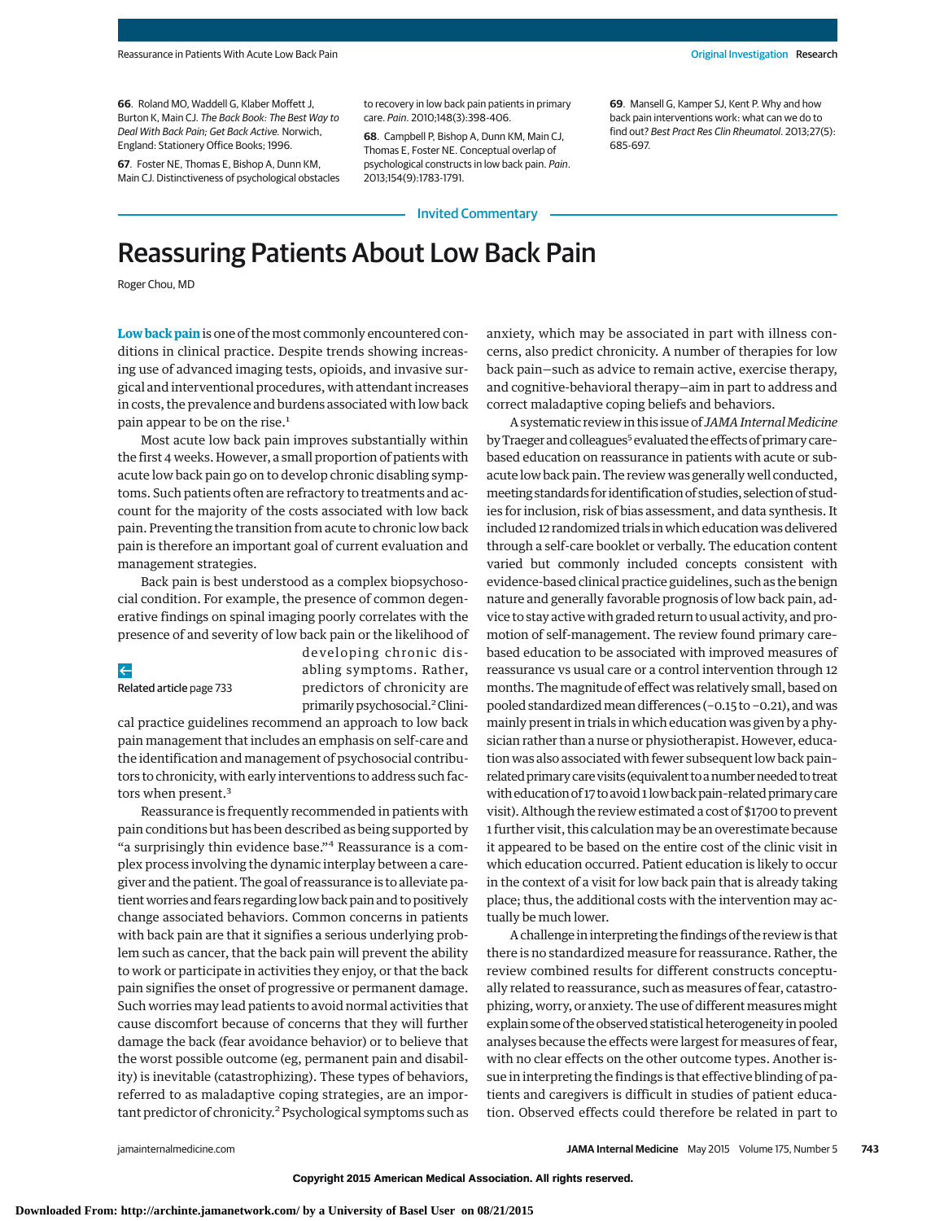66. Roland MO, Waddell G, Klaber Moffett J, Burton K, Main CJ. *The Back Book: The Best Way to Deal With Back Pain; Get Back Active.* Norwich, England: Stationery Office Books; 1996.

67. Foster NE, Thomas E, Bishop A, Dunn KM, Main CJ. Distinctiveness of psychological obstacles to recovery in low back pain patients in primary care. *Pain*. 2010;148(3):398-406.

68. Campbell P, Bishop A, Dunn KM, Main CJ, Thomas E, Foster NE. Conceptual overlap of psychological constructs in low back pain. *Pain*. 2013;154(9):1783-1791.

69. Mansell G, Kamper SJ, Kent P. Why and how back pain interventions work: what can we do to find out? *Best Pract Res Clin Rheumatol*. 2013;27(5): 685-697.

Invited Commentary

# Reassuring Patients About Low Back Pain

Roger Chou, MD

**Low back pain** is one of the most commonly encountered conditions in clinical practice. Despite trends showing increasing use of advanced imaging tests, opioids, and invasive surgical and interventional procedures, with attendant increases in costs, the prevalence and burdens associated with low back pain appear to be on the rise.[1]

Most acute low back pain improves substantially within the first 4 weeks. However, a small proportion of patients with acute low back pain go on to develop chronic disabling symptoms. Such patients often are refractory to treatments and account for the majority of the costs associated with low back pain. Preventing the transition from acute to chronic low back pain is therefore an important goal of current evaluation and management strategies.

Back pain is best understood as a complex biopsychosocial condition. For example, the presence of common degenerative findings on spinal imaging poorly correlates with the presence of and severity of low back pain or the likelihood of developing chronic disabling symptoms. Rather, predictors of chronicity are primarily psychosocial.[2] Clinical practice guidelines recommend an approach to low back pain management that includes an emphasis on self-care and the identification and management of psychosocial contributors to chronicity, with early interventions to address such factors when present.[3]

Related article page 733

Reassurance is frequently recommended in patients with pain conditions but has been described as being supported by "a surprisingly thin evidence base."[4] Reassurance is a complex process involving the dynamic interplay between a caregiver and the patient. The goal of reassurance is to alleviate patient worries and fears regarding low back pain and to positively change associated behaviors. Common concerns in patients with back pain are that it signifies a serious underlying problem such as cancer, that the back pain will prevent the ability to work or participate in activities they enjoy, or that the back pain signifies the onset of progressive or permanent damage. Such worries may lead patients to avoid normal activities that cause discomfort because of concerns that they will further damage the back (fear avoidance behavior) or to believe that the worst possible outcome (eg, permanent pain and disability) is inevitable (catastrophizing). These types of behaviors, referred to as maladaptive coping strategies, are an important predictor of chronicity.[2] Psychological symptoms such as anxiety, which may be associated in part with illness concerns, also predict chronicity. A number of therapies for low back pain—such as advice to remain active, exercise therapy, and cognitive-behavioral therapy—aim in part to address and correct maladaptive coping beliefs and behaviors.

A systematic review in this issue of *JAMA Internal Medicine* by Traeger and colleagues[5] evaluated the effects of primary care-based education on reassurance in patients with acute or subacute low back pain. The review was generally well conducted, meeting standards for identification of studies, selection of studies for inclusion, risk of bias assessment, and data synthesis. It included 12 randomized trials in which education was delivered through a self-care booklet or verbally. The education content varied but commonly included concepts consistent with evidence-based clinical practice guidelines, such as the benign nature and generally favorable prognosis of low back pain, advice to stay active with graded return to usual activity, and promotion of self-management. The review found primary care-based education to be associated with improved measures of reassurance vs usual care or a control intervention through 12 months. The magnitude of effect was relatively small, based on pooled standardized mean differences (−0.15 to −0.21), and was mainly present in trials in which education was given by a physician rather than a nurse or physiotherapist. However, education was also associated with fewer subsequent low back pain-related primary care visits (equivalent to a number needed to treat with education of 17 to avoid 1 low back pain-related primary care visit). Although the review estimated a cost of $1700 to prevent 1 further visit, this calculation may be an overestimate because it appeared to be based on the entire cost of the clinic visit in which education occurred. Patient education is likely to occur in the context of a visit for low back pain that is already taking place; thus, the additional costs with the intervention may actually be much lower.

A challenge in interpreting the findings of the review is that there is no standardized measure for reassurance. Rather, the review combined results for different constructs conceptually related to reassurance, such as measures of fear, catastrophizing, worry, or anxiety. The use of different measures might explain some of the observed statistical heterogeneity in pooled analyses because the effects were largest for measures of fear, with no clear effects on the other outcome types. Another issue in interpreting the findings is that effective blinding of patients and caregivers is difficult in studies of patient education. Observed effects could therefore be related in part to